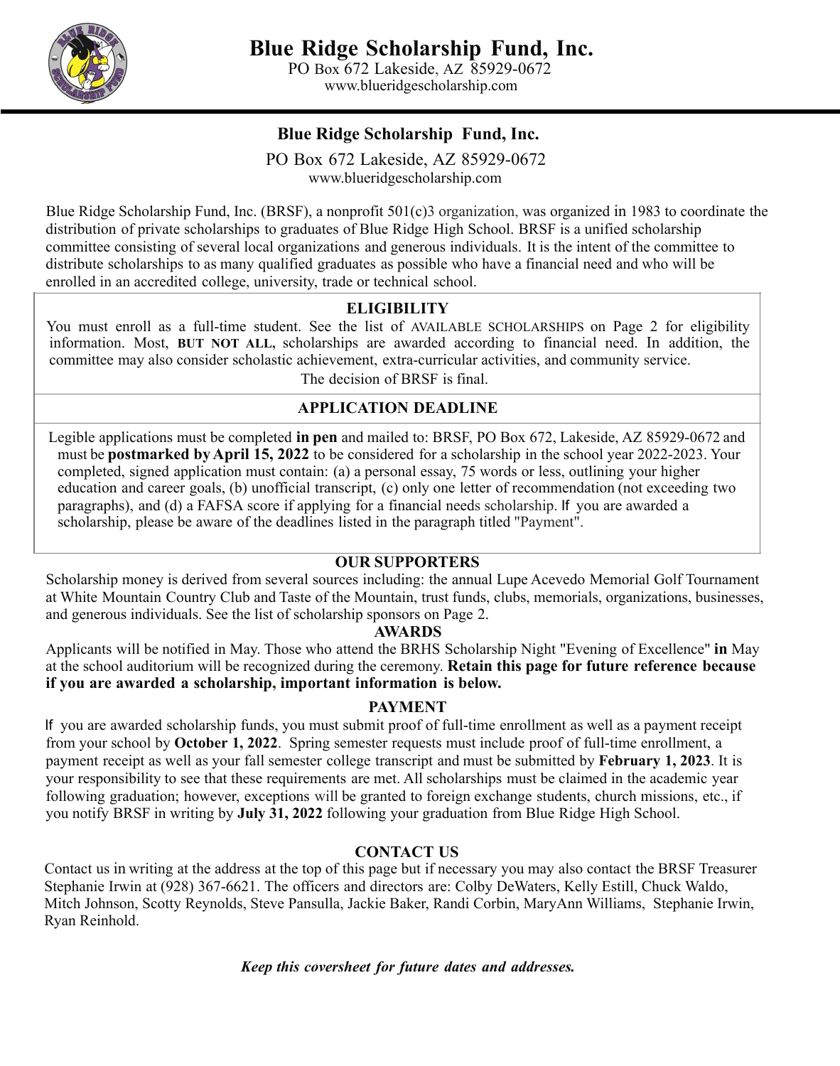# Blue Ridge Scholarship Fund, Inc.

PO Box 672 Lakeside, AZ 85929-0672
www.blueridgescholarship.com

## Blue Ridge Scholarship Fund, Inc.

PO Box 672 Lakeside, AZ 85929-0672
www.blueridgescholarship.com

Blue Ridge Scholarship Fund, Inc. (BRSF), a nonprofit 501(c)3 organization, was organized in 1983 to coordinate the distribution of private scholarships to graduates of Blue Ridge High School. BRSF is a unified scholarship committee consisting of several local organizations and generous individuals. It is the intent of the committee to distribute scholarships to as many qualified graduates as possible who have a financial need and who will be enrolled in an accredited college, university, trade or technical school.

### ELIGIBILITY

You must enroll as a full-time student. See the list of AVAILABLE SCHOLARSHIPS on Page 2 for eligibility information. Most, **BUT NOT ALL**, scholarships are awarded according to financial need. In addition, the committee may also consider scholastic achievement, extra-curricular activities, and community service.

The decision of BRSF is final.

### APPLICATION DEADLINE

Legible applications must be completed **in pen** and mailed to: BRSF, PO Box 672, Lakeside, AZ 85929-0672 and must be **postmarked by April 15, 2022** to be considered for a scholarship in the school year 2022-2023. Your completed, signed application must contain: (a) a personal essay, 75 words or less, outlining your higher education and career goals, (b) unofficial transcript, (c) only one letter of recommendation (not exceeding two paragraphs), and (d) a FAFSA score if applying for a financial needs scholarship. If you are awarded a scholarship, please be aware of the deadlines listed in the paragraph titled "Payment".

### OUR SUPPORTERS

Scholarship money is derived from several sources including: the annual Lupe Acevedo Memorial Golf Tournament at White Mountain Country Club and Taste of the Mountain, trust funds, clubs, memorials, organizations, businesses, and generous individuals. See the list of scholarship sponsors on Page 2.

### AWARDS

Applicants will be notified in May. Those who attend the BRHS Scholarship Night "Evening of Excellence" **in** May at the school auditorium will be recognized during the ceremony. **Retain this page for future reference because if you are awarded a scholarship, important information is below.**

### PAYMENT

If you are awarded scholarship funds, you must submit proof of full-time enrollment as well as a payment receipt from your school by **October 1, 2022**. Spring semester requests must include proof of full-time enrollment, a payment receipt as well as your fall semester college transcript and must be submitted by **February 1, 2023**. It is your responsibility to see that these requirements are met. All scholarships must be claimed in the academic year following graduation; however, exceptions will be granted to foreign exchange students, church missions, etc., if you notify BRSF in writing by **July 31, 2022** following your graduation from Blue Ridge High School.

### CONTACT US

Contact us in writing at the address at the top of this page but if necessary you may also contact the BRSF Treasurer Stephanie Irwin at (928) 367-6621. The officers and directors are: Colby DeWaters, Kelly Estill, Chuck Waldo, Mitch Johnson, Scotty Reynolds, Steve Pansulla, Jackie Baker, Randi Corbin, MaryAnn Williams, Stephanie Irwin, Ryan Reinhold.

***Keep this coversheet for future dates and addresses.***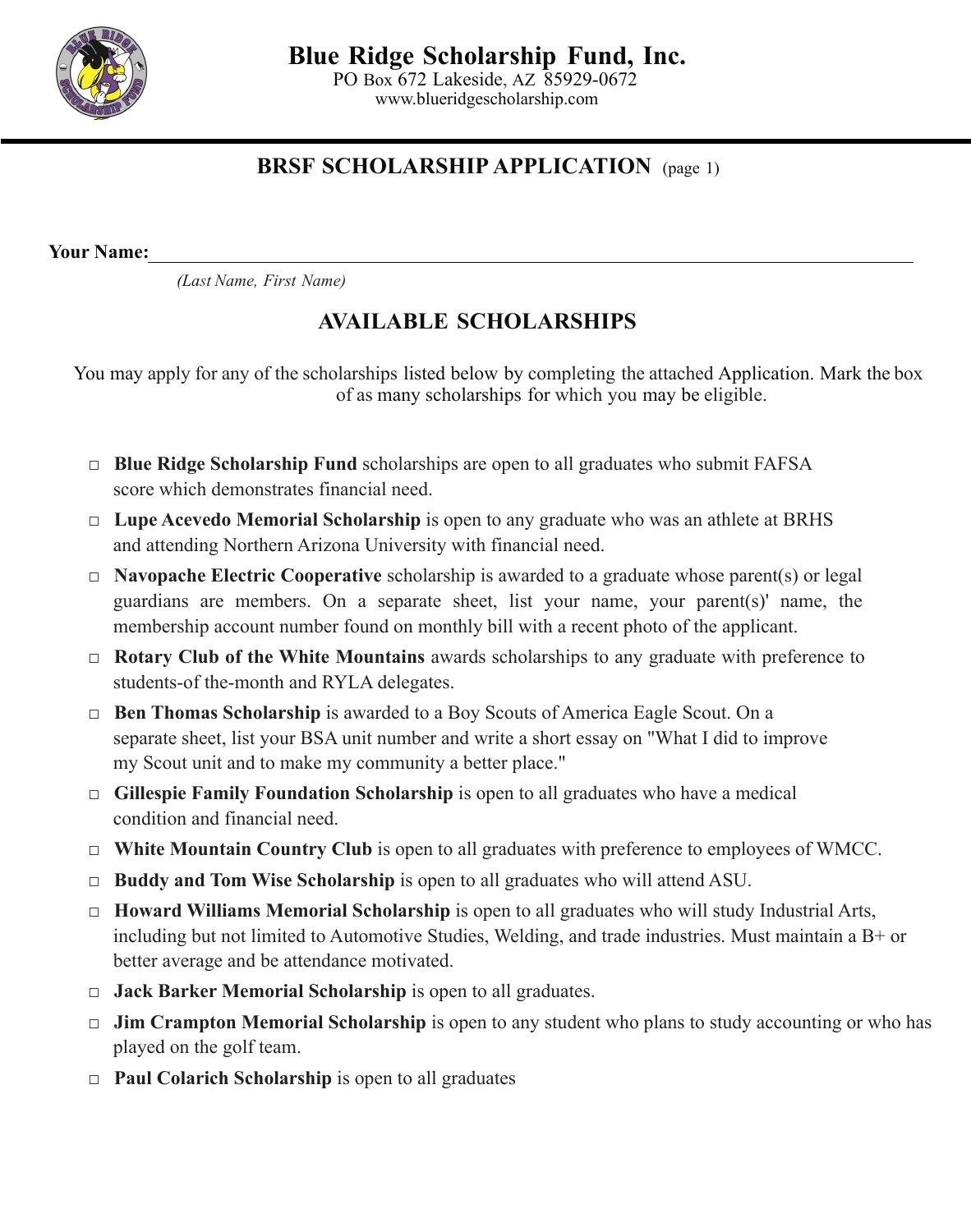# Blue Ridge Scholarship Fund, Inc.

PO Box 672 Lakeside, AZ 85929-0672
www.blueridgescholarship.com

## BRSF SCHOLARSHIP APPLICATION (page 1)

**Your Name:**\_\_\_\_\_\_\_\_\_\_\_\_\_\_\_\_\_\_\_\_\_\_\_\_\_\_\_\_\_\_\_\_\_\_\_\_\_\_\_\_\_\_\_\_\_\_\_\_\_\_\_\_\_\_\_\_\_\_\_\_\_\_\_\_\_\_

*(Last Name, First Name)*

## AVAILABLE SCHOLARSHIPS

You may apply for any of the scholarships listed below by completing the attached Application. Mark the box of as many scholarships for which you may be eligible.

- ☐ **Blue Ridge Scholarship Fund** scholarships are open to all graduates who submit FAFSA score which demonstrates financial need.
- ☐ **Lupe Acevedo Memorial Scholarship** is open to any graduate who was an athlete at BRHS and attending Northern Arizona University with financial need.
- ☐ **Navopache Electric Cooperative** scholarship is awarded to a graduate whose parent(s) or legal guardians are members. On a separate sheet, list your name, your parent(s)' name, the membership account number found on monthly bill with a recent photo of the applicant.
- ☐ **Rotary Club of the White Mountains** awards scholarships to any graduate with preference to students-of the-month and RYLA delegates.
- ☐ **Ben Thomas Scholarship** is awarded to a Boy Scouts of America Eagle Scout. On a separate sheet, list your BSA unit number and write a short essay on "What I did to improve my Scout unit and to make my community a better place."
- ☐ **Gillespie Family Foundation Scholarship** is open to all graduates who have a medical condition and financial need.
- ☐ **White Mountain Country Club** is open to all graduates with preference to employees of WMCC.
- ☐ **Buddy and Tom Wise Scholarship** is open to all graduates who will attend ASU.
- ☐ **Howard Williams Memorial Scholarship** is open to all graduates who will study Industrial Arts, including but not limited to Automotive Studies, Welding, and trade industries. Must maintain a B+ or better average and be attendance motivated.
- ☐ **Jack Barker Memorial Scholarship** is open to all graduates.
- ☐ **Jim Crampton Memorial Scholarship** is open to any student who plans to study accounting or who has played on the golf team.
- ☐ **Paul Colarich Scholarship** is open to all graduates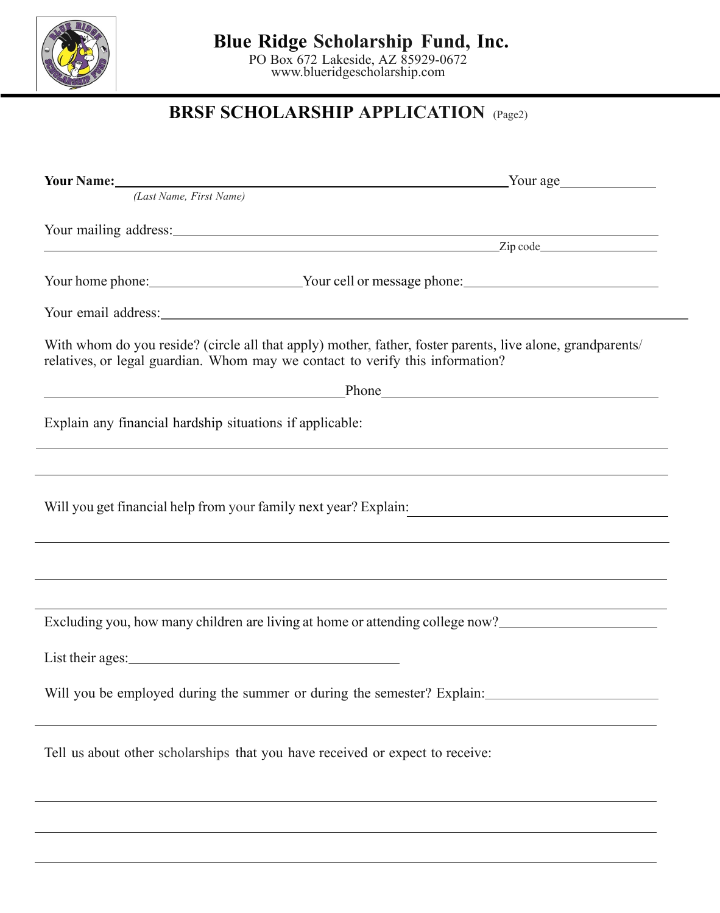# Blue Ridge Scholarship Fund, Inc.

PO Box 672 Lakeside, AZ 85929-0672
www.blueridgescholarship.com

## BRSF SCHOLARSHIP APPLICATION (Page2)

**Your Name:**\_\_\_\_\_\_\_\_\_\_\_\_\_\_\_\_\_\_\_\_\_\_\_\_\_\_\_\_\_\_\_\_\_\_\_\_\_\_\_\_ Your age\_\_\_\_\_\_\_\_\_\_
*(Last Name, First Name)*

Your mailing address:\_\_\_\_\_\_\_\_\_\_\_\_\_\_\_\_\_\_\_\_\_\_\_\_\_\_\_\_\_\_\_\_\_\_\_\_\_\_\_\_\_\_\_\_\_\_\_\_\_\_
\_\_\_\_\_\_\_\_\_\_\_\_\_\_\_\_\_\_\_\_\_\_\_\_\_\_\_\_\_\_\_\_\_\_\_\_\_\_\_\_\_\_\_\_\_\_\_\_ Zip code\_\_\_\_\_\_\_\_\_\_\_\_

Your home phone:\_\_\_\_\_\_\_\_\_\_\_\_\_\_\_\_ Your cell or message phone:\_\_\_\_\_\_\_\_\_\_\_\_\_\_\_\_\_\_\_\_

Your email address:\_\_\_\_\_\_\_\_\_\_\_\_\_\_\_\_\_\_\_\_\_\_\_\_\_\_\_\_\_\_\_\_\_\_\_\_\_\_\_\_\_\_\_\_\_\_\_\_\_\_\_\_\_

With whom do you reside? (circle all that apply) mother, father, foster parents, live alone, grandparents/ relatives, or legal guardian. Whom may we contact to verify this information?

\_\_\_\_\_\_\_\_\_\_\_\_\_\_\_\_\_\_\_\_\_\_\_\_\_\_\_\_\_\_\_\_ Phone\_\_\_\_\_\_\_\_\_\_\_\_\_\_\_\_\_\_\_\_\_\_\_\_\_\_\_\_\_\_

Explain any financial hardship situations if applicable:

\_\_\_\_\_\_\_\_\_\_\_\_\_\_\_\_\_\_\_\_\_\_\_\_\_\_\_\_\_\_\_\_\_\_\_\_\_\_\_\_\_\_\_\_\_\_\_\_\_\_\_\_\_\_\_\_\_\_\_\_\_\_\_\_\_\_\_\_\_\_\_\_\_

\_\_\_\_\_\_\_\_\_\_\_\_\_\_\_\_\_\_\_\_\_\_\_\_\_\_\_\_\_\_\_\_\_\_\_\_\_\_\_\_\_\_\_\_\_\_\_\_\_\_\_\_\_\_\_\_\_\_\_\_\_\_\_\_\_\_\_\_\_\_\_\_\_

Will you get financial help from your family next year? Explain:\_\_\_\_\_\_\_\_\_\_\_\_\_\_\_\_\_\_\_\_\_\_\_\_\_\_

\_\_\_\_\_\_\_\_\_\_\_\_\_\_\_\_\_\_\_\_\_\_\_\_\_\_\_\_\_\_\_\_\_\_\_\_\_\_\_\_\_\_\_\_\_\_\_\_\_\_\_\_\_\_\_\_\_\_\_\_\_\_\_\_\_\_\_\_\_\_\_\_\_

\_\_\_\_\_\_\_\_\_\_\_\_\_\_\_\_\_\_\_\_\_\_\_\_\_\_\_\_\_\_\_\_\_\_\_\_\_\_\_\_\_\_\_\_\_\_\_\_\_\_\_\_\_\_\_\_\_\_\_\_\_\_\_\_\_\_\_\_\_\_\_\_\_

\_\_\_\_\_\_\_\_\_\_\_\_\_\_\_\_\_\_\_\_\_\_\_\_\_\_\_\_\_\_\_\_\_\_\_\_\_\_\_\_\_\_\_\_\_\_\_\_\_\_\_\_\_\_\_\_\_\_\_\_\_\_\_\_\_\_\_\_\_\_\_\_\_

Excluding you, how many children are living at home or attending college now?\_\_\_\_\_\_\_\_\_\_\_\_\_\_\_\_

List their ages:\_\_\_\_\_\_\_\_\_\_\_\_\_\_\_\_\_\_\_\_\_\_\_\_\_\_\_\_\_\_

Will you be employed during the summer or during the semester? Explain:\_\_\_\_\_\_\_\_\_\_\_\_\_\_\_\_\_\_

\_\_\_\_\_\_\_\_\_\_\_\_\_\_\_\_\_\_\_\_\_\_\_\_\_\_\_\_\_\_\_\_\_\_\_\_\_\_\_\_\_\_\_\_\_\_\_\_\_\_\_\_\_\_\_\_\_\_\_\_\_\_\_\_\_\_\_\_\_\_\_\_\_

Tell us about other scholarships that you have received or expect to receive:

\_\_\_\_\_\_\_\_\_\_\_\_\_\_\_\_\_\_\_\_\_\_\_\_\_\_\_\_\_\_\_\_\_\_\_\_\_\_\_\_\_\_\_\_\_\_\_\_\_\_\_\_\_\_\_\_\_\_\_\_\_\_\_\_\_\_\_\_\_\_\_\_\_

\_\_\_\_\_\_\_\_\_\_\_\_\_\_\_\_\_\_\_\_\_\_\_\_\_\_\_\_\_\_\_\_\_\_\_\_\_\_\_\_\_\_\_\_\_\_\_\_\_\_\_\_\_\_\_\_\_\_\_\_\_\_\_\_\_\_\_\_\_\_\_\_\_

\_\_\_\_\_\_\_\_\_\_\_\_\_\_\_\_\_\_\_\_\_\_\_\_\_\_\_\_\_\_\_\_\_\_\_\_\_\_\_\_\_\_\_\_\_\_\_\_\_\_\_\_\_\_\_\_\_\_\_\_\_\_\_\_\_\_\_\_\_\_\_\_\_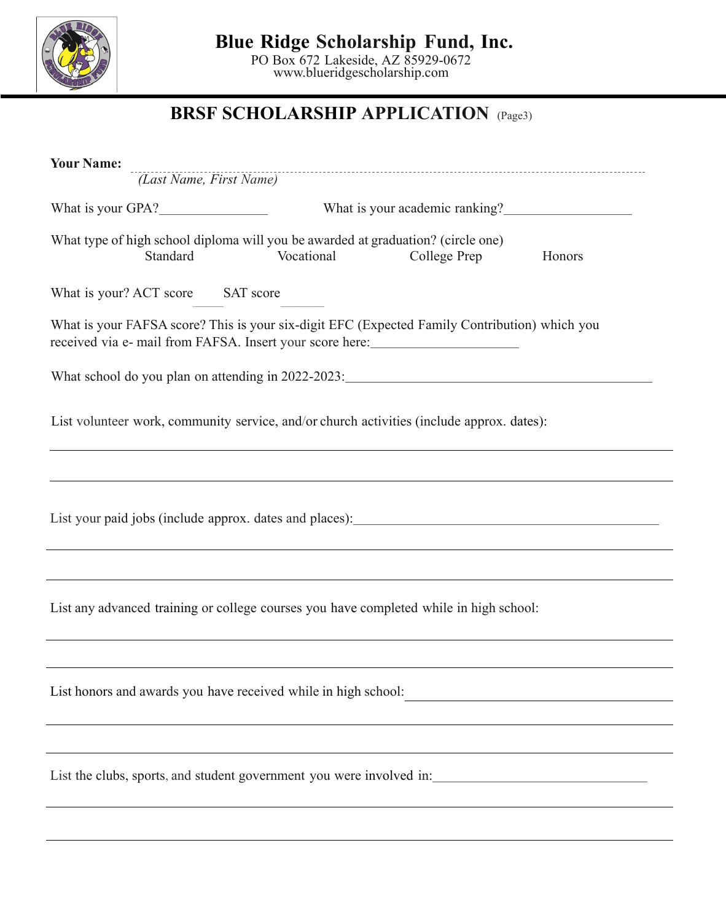# Blue Ridge Scholarship Fund, Inc.

PO Box 672 Lakeside, AZ 85929-0672
www.blueridgescholarship.com

## BRSF SCHOLARSHIP APPLICATION (Page3)

**Your Name:** ________________________________________________
*(Last Name, First Name)*

What is your GPA?_______________ What is your academic ranking?__________________

What type of high school diploma will you be awarded at graduation? (circle one)
Standard Vocational College Prep Honors

What is your? ACT score _____ SAT score _______

What is your FAFSA score? This is your six-digit EFC (Expected Family Contribution) which you received via e- mail from FAFSA. Insert your score here:_____________________

What school do you plan on attending in 2022-2023:_____________________________________________

List volunteer work, community service, and/or church activities (include approx. dates):

_____________________________________________________________________________

_____________________________________________________________________________

List your paid jobs (include approx. dates and places):_____________________________________________

_____________________________________________________________________________

_____________________________________________________________________________

List any advanced training or college courses you have completed while in high school:

_____________________________________________________________________________

_____________________________________________________________________________

List honors and awards you have received while in high school:_____________________________

_____________________________________________________________________________

_____________________________________________________________________________

List the clubs, sports, and student government you were involved in:_______________________________

_____________________________________________________________________________

_____________________________________________________________________________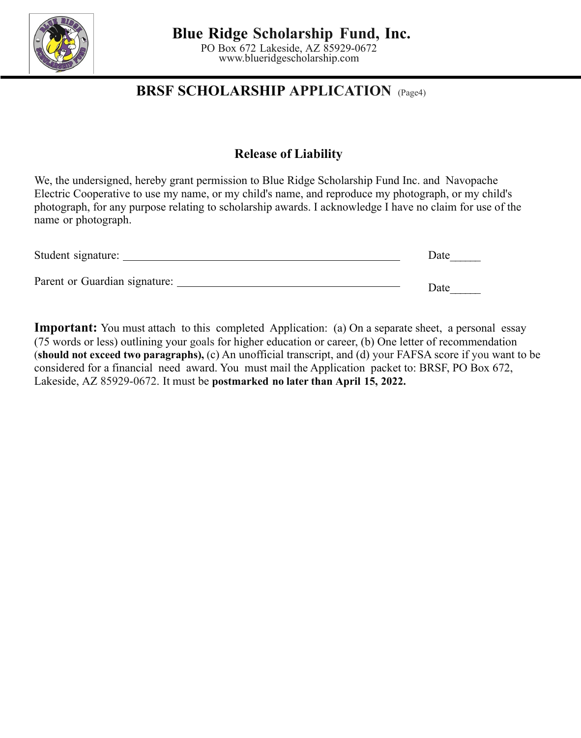# Blue Ridge Scholarship Fund, Inc.

PO Box 672 Lakeside, AZ 85929-0672
www.blueridgescholarship.com

## BRSF SCHOLARSHIP APPLICATION (Page4)

### Release of Liability

We, the undersigned, hereby grant permission to Blue Ridge Scholarship Fund Inc. and Navopache Electric Cooperative to use my name, or my child's name, and reproduce my photograph, or my child's photograph, for any purpose relating to scholarship awards. I acknowledge I have no claim for use of the name or photograph.

Student signature: ______________________________________________ Date_____

Parent or Guardian signature: ____________________________________ Date_____

**Important:** You must attach to this completed Application: (a) On a separate sheet, a personal essay (75 words or less) outlining your goals for higher education or career, (b) One letter of recommendation (**should not exceed two paragraphs),** (c) An unofficial transcript, and (d) your FAFSA score if you want to be considered for a financial need award. You must mail the Application packet to: BRSF, PO Box 672, Lakeside, AZ 85929-0672. It must be **postmarked no later than April 15, 2022.**